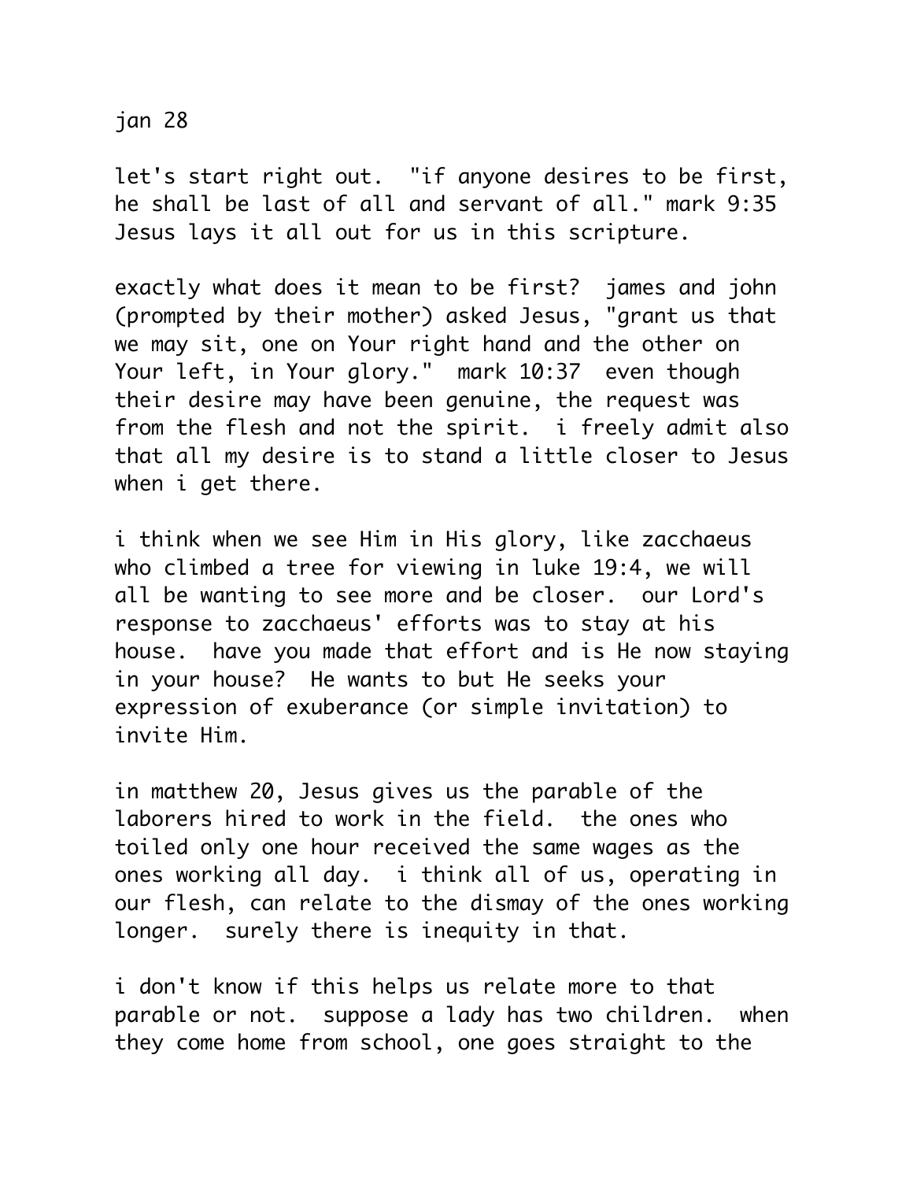jan 28

let's start right out. "if anyone desires to be first, he shall be last of all and servant of all." mark 9:35 Jesus lays it all out for us in this scripture.

exactly what does it mean to be first? james and john (prompted by their mother) asked Jesus, "grant us that we may sit, one on Your right hand and the other on Your left, in Your glory." mark 10:37 even though their desire may have been genuine, the request was from the flesh and not the spirit. i freely admit also that all my desire is to stand a little closer to Jesus when i get there.

i think when we see Him in His glory, like zacchaeus who climbed a tree for viewing in luke 19:4, we will all be wanting to see more and be closer. our Lord's response to zacchaeus' efforts was to stay at his house. have you made that effort and is He now staying in your house? He wants to but He seeks your expression of exuberance (or simple invitation) to invite Him.

in matthew 20, Jesus gives us the parable of the laborers hired to work in the field. the ones who toiled only one hour received the same wages as the ones working all day. i think all of us, operating in our flesh, can relate to the dismay of the ones working longer. surely there is inequity in that.

i don't know if this helps us relate more to that parable or not. suppose a lady has two children. when they come home from school, one goes straight to the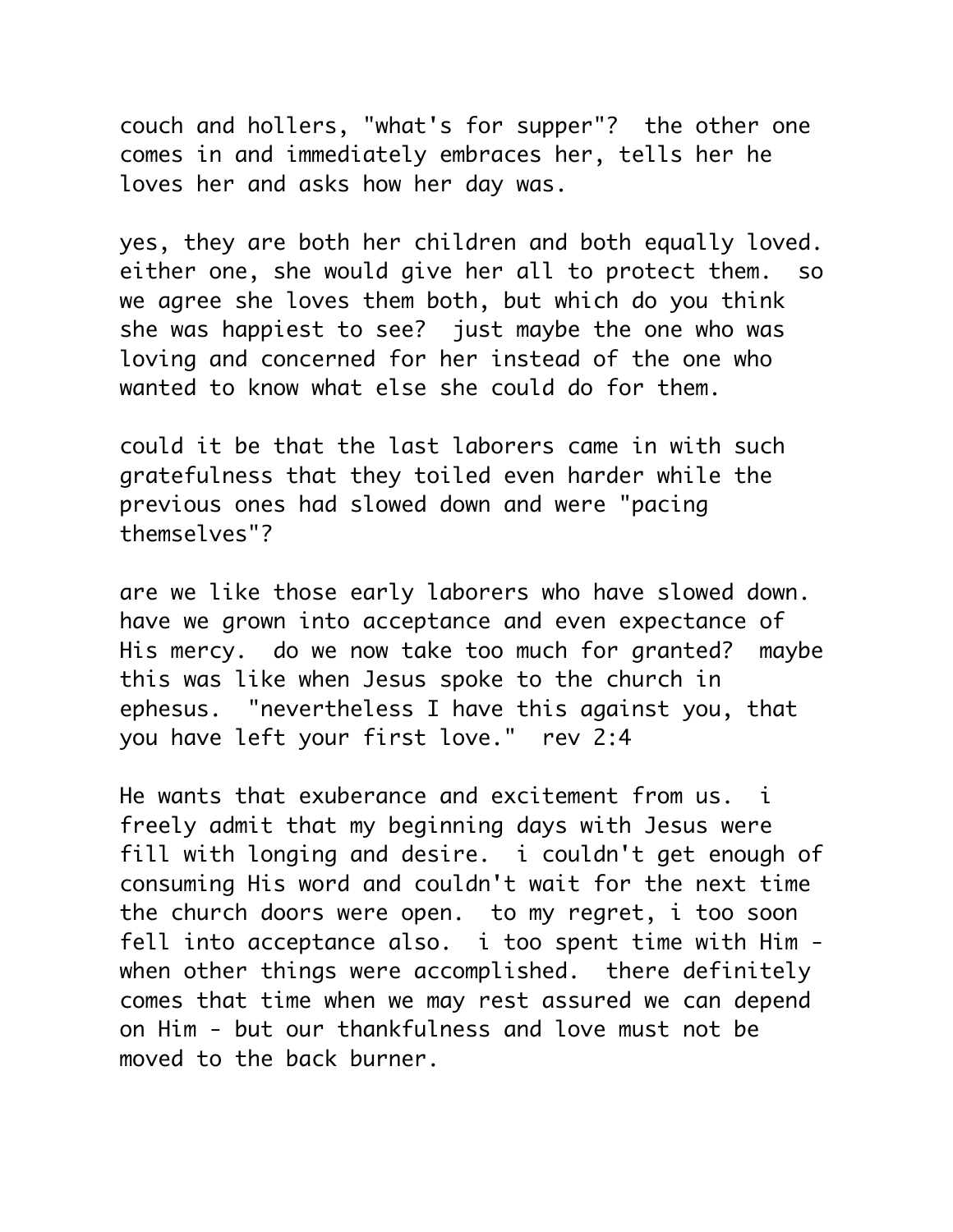couch and hollers, "what's for supper"? the other one comes in and immediately embraces her, tells her he loves her and asks how her day was.

yes, they are both her children and both equally loved. either one, she would give her all to protect them. so we agree she loves them both, but which do you think she was happiest to see? just maybe the one who was loving and concerned for her instead of the one who wanted to know what else she could do for them.

could it be that the last laborers came in with such gratefulness that they toiled even harder while the previous ones had slowed down and were "pacing themselves"?

are we like those early laborers who have slowed down. have we grown into acceptance and even expectance of His mercy. do we now take too much for granted? maybe this was like when Jesus spoke to the church in ephesus. "nevertheless I have this against you, that you have left your first love." rev 2:4

He wants that exuberance and excitement from us. i freely admit that my beginning days with Jesus were fill with longing and desire. i couldn't get enough of consuming His word and couldn't wait for the next time the church doors were open. to my regret, i too soon fell into acceptance also. i too spent time with Him - when other things were accomplished. there definitely comes that time when we may rest assured we can depend on Him - but our thankfulness and love must not be moved to the back burner.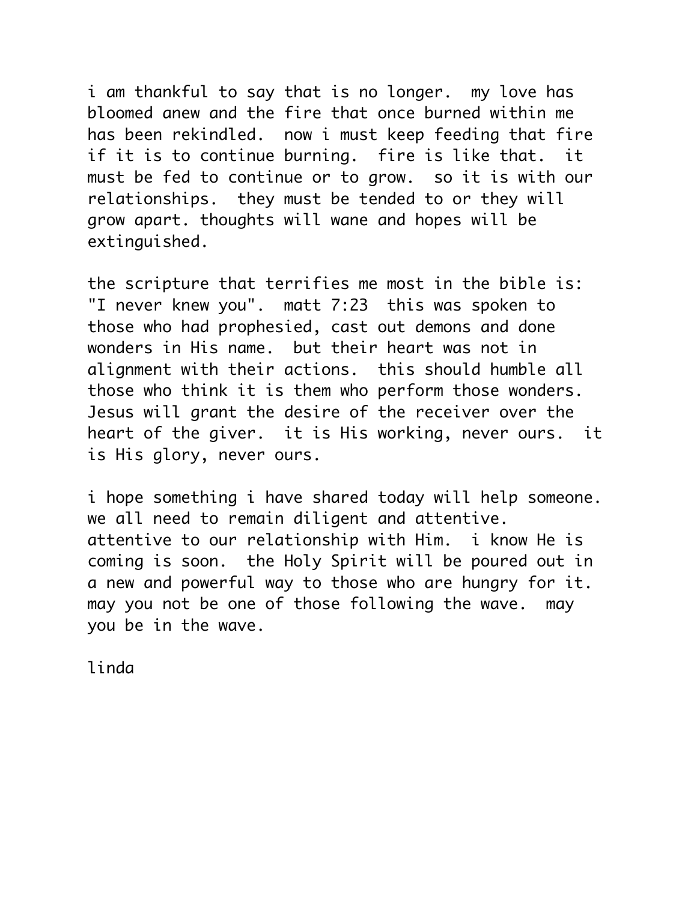i am thankful to say that is no longer.  my love has bloomed anew and the fire that once burned within me has been rekindled.  now i must keep feeding that fire if it is to continue burning.  fire is like that.  it must be fed to continue or to grow.  so it is with our relationships.  they must be tended to or they will grow apart. thoughts will wane and hopes will be extinguished.

the scripture that terrifies me most in the bible is: "I never knew you".  matt 7:23  this was spoken to those who had prophesied, cast out demons and done wonders in His name.  but their heart was not in alignment with their actions.  this should humble all those who think it is them who perform those wonders. Jesus will grant the desire of the receiver over the heart of the giver.  it is His working, never ours.  it is His glory, never ours.

i hope something i have shared today will help someone. we all need to remain diligent and attentive. attentive to our relationship with Him.  i know He is coming is soon.  the Holy Spirit will be poured out in a new and powerful way to those who are hungry for it. may you not be one of those following the wave.  may you be in the wave.

linda